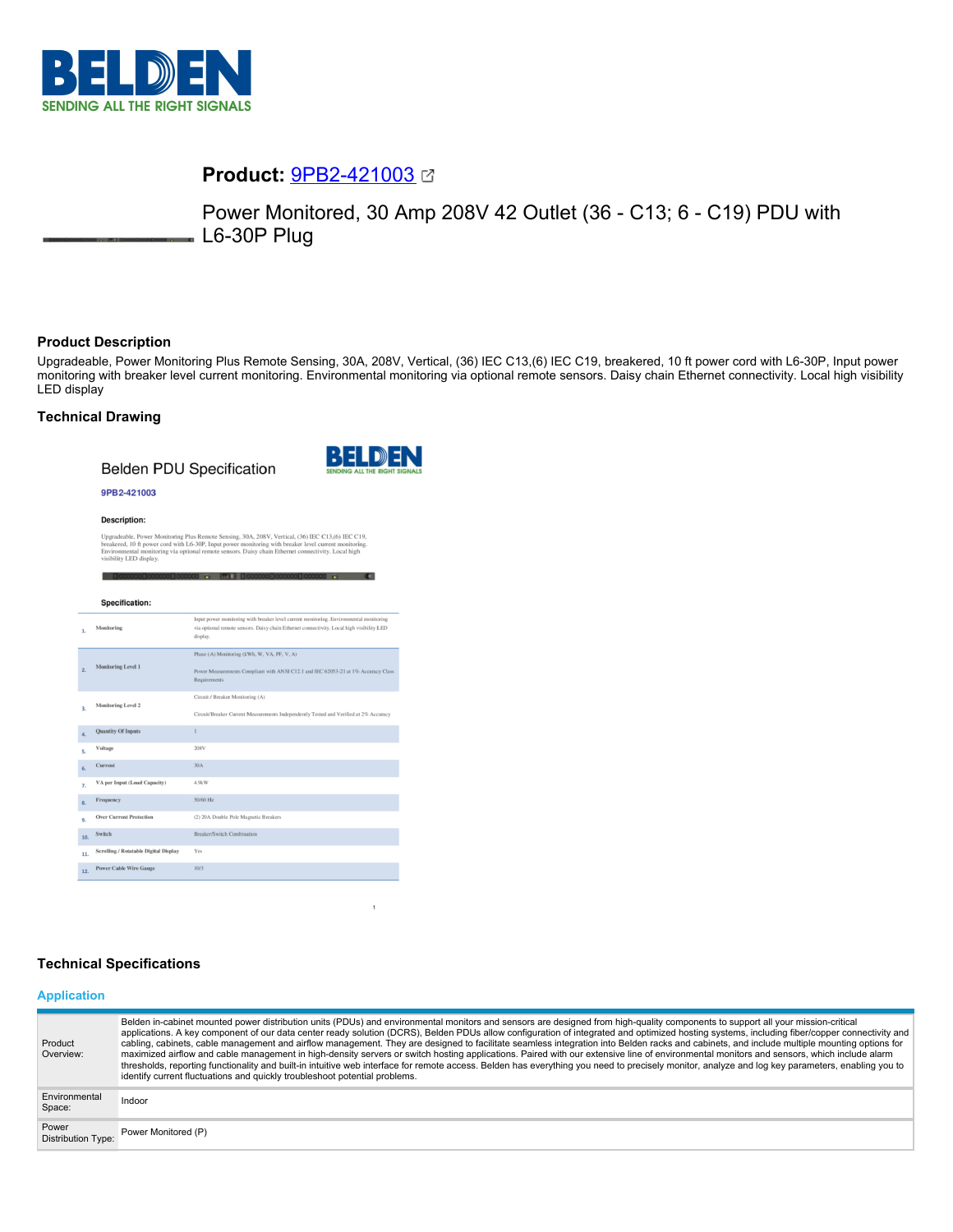# BELDEN

SENDING ALL THE RIGHT SIGNALS

## Product: 9PB2-421003

Power Monitored, 30 Amp 208V 42 Outlet (36 - C13; 6 - C19) PDU with L6-30P Plug

### Product Description

Upgradeable, Power Monitoring Plus Remote Sensing, 30A, 208V, Vertical, (36) IEC C13,(6) IEC C19, breakered, 10 ft power cord with L6-30P, Input power monitoring with breaker level current monitoring. Environmental monitoring via optional remote sensors. Daisy chain Ethernet connectivity. Local high visibility LED display

### Technical Drawing

Belden PDU Specification

9PB2-421003

**Description:**

Upgradeable, Power Monitoring Plus Remote Sensing, 30A, 208V, Vertical, (36) IEC C13,(6) IEC C19, breakered, 10 ft power cord with L6-30P, Input power monitoring with breaker level current monitoring. Environmental monitoring via optional remote sensors. Daisy chain Ethernet connectivity. Local high visibility LED display.

**Specification:**

| # | Specification | Value |
|---|---|---|
| 1. | Monitoring | Input power monitoring with breaker level current monitoring. Environmental monitoring via optional remote sensors. Daisy chain Ethernet connectivity. Local high visibility LED display. |
| 2. | Monitoring Level 1 | Phase (A) Monitoring (kWh, W, VA, PF, V, A) Power Measurements Compliant with ANSI C12.1 and IEC 62053-21 at 1% Accuracy Class Requirements |
| 3. | Monitoring Level 2 | Circuit / Breaker Monitoring (A) Circuit/Breaker Current Measurements Independently Tested and Verified at 2% Accuracy |
| 4. | Quantity Of Inputs | 1 |
| 5. | Voltage | 208V |
| 6. | Current | 30A |
| 7. | VA per Input (Load Capacity) | 4.9kW |
| 8. | Frequency | 50/60 Hz |
| 9. | Over Current Protection | (2) 20A Double Pole Magnetic Breakers |
| 10. | Switch | Breaker/Switch Combination |
| 11. | Scrolling / Rotatable Digital Display | Yes |
| 12. | Power Cable Wire Gauge | 10/3 |

### Technical Specifications

#### Application

| | |
|---|---|
| Product Overview: | Belden in-cabinet mounted power distribution units (PDUs) and environmental monitors and sensors are designed from high-quality components to support all your mission-critical applications. A key component of our data center ready solution (DCRS), Belden PDUs allow configuration of integrated and optimized hosting systems, including fiber/copper connectivity and cabling, cabinets, cable management and airflow management. They are designed to facilitate seamless integration into Belden racks and cabinets, and include multiple mounting options for maximized airflow and cable management in high-density servers or switch hosting applications. Paired with our extensive line of environmental monitors and sensors, which include alarm thresholds, reporting functionality and built-in intuitive web interface for remote access. Belden has everything you need to precisely monitor, analyze and log key parameters, enabling you to identify current fluctuations and quickly troubleshoot potential problems. |
| Environmental Space: | Indoor |
| Power Distribution Type: | Power Monitored (P) |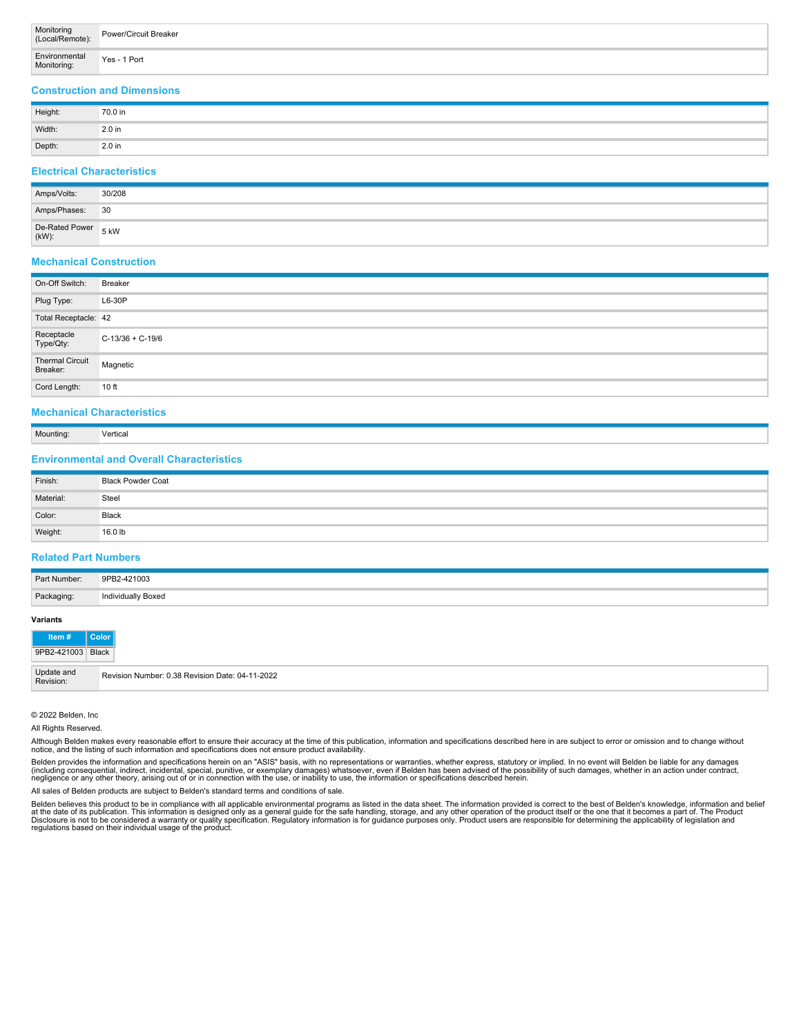| | |
|---|---|
| Monitoring (Local/Remote): | Power/Circuit Breaker |
| Environmental Monitoring: | Yes - 1 Port |

## Construction and Dimensions

| | |
|---|---|
| Height: | 70.0 in |
| Width: | 2.0 in |
| Depth: | 2.0 in |

## Electrical Characteristics

| | |
|---|---|
| Amps/Volts: | 30/208 |
| Amps/Phases: | 30 |
| De-Rated Power (kW): | 5 kW |

## Mechanical Construction

| | |
|---|---|
| On-Off Switch: | Breaker |
| Plug Type: | L6-30P |
| Total Receptacle: | 42 |
| Receptacle Type/Qty: | C-13/36 + C-19/6 |
| Thermal Circuit Breaker: | Magnetic |
| Cord Length: | 10 ft |

## Mechanical Characteristics

| | |
|---|---|
| Mounting: | Vertical |

## Environmental and Overall Characteristics

| | |
|---|---|
| Finish: | Black Powder Coat |
| Material: | Steel |
| Color: | Black |
| Weight: | 16.0 lb |

## Related Part Numbers

| | |
|---|---|
| Part Number: | 9PB2-421003 |
| Packaging: | Individually Boxed |

**Variants**

| Item # | Color |
|---|---|
| 9PB2-421003 | Black |

| | |
|---|---|
| Update and Revision: | Revision Number: 0.38 Revision Date: 04-11-2022 |

© 2022 Belden, Inc

All Rights Reserved.

Although Belden makes every reasonable effort to ensure their accuracy at the time of this publication, information and specifications described here in are subject to error or omission and to change without notice, and the listing of such information and specifications does not ensure product availability.

Belden provides the information and specifications herein on an "ASIS" basis, with no representations or warranties, whether express, statutory or implied. In no event will Belden be liable for any damages (including consequential, indirect, incidental, special, punitive, or exemplary damages) whatsoever, even if Belden has been advised of the possibility of such damages, whether in an action under contract, negligence or any other theory, arising out of or in connection with the use, or inability to use, the information or specifications described herein.

All sales of Belden products are subject to Belden's standard terms and conditions of sale.

Belden believes this product to be in compliance with all applicable environmental programs as listed in the data sheet. The information provided is correct to the best of Belden's knowledge, information and belief at the date of its publication. This information is designed only as a general guide for the safe handling, storage, and any other operation of the product itself or the one that it becomes a part of. The Product Disclosure is not to be considered a warranty or quality specification. Regulatory information is for guidance purposes only. Product users are responsible for determining the applicability of legislation and regulations based on their individual usage of the product.